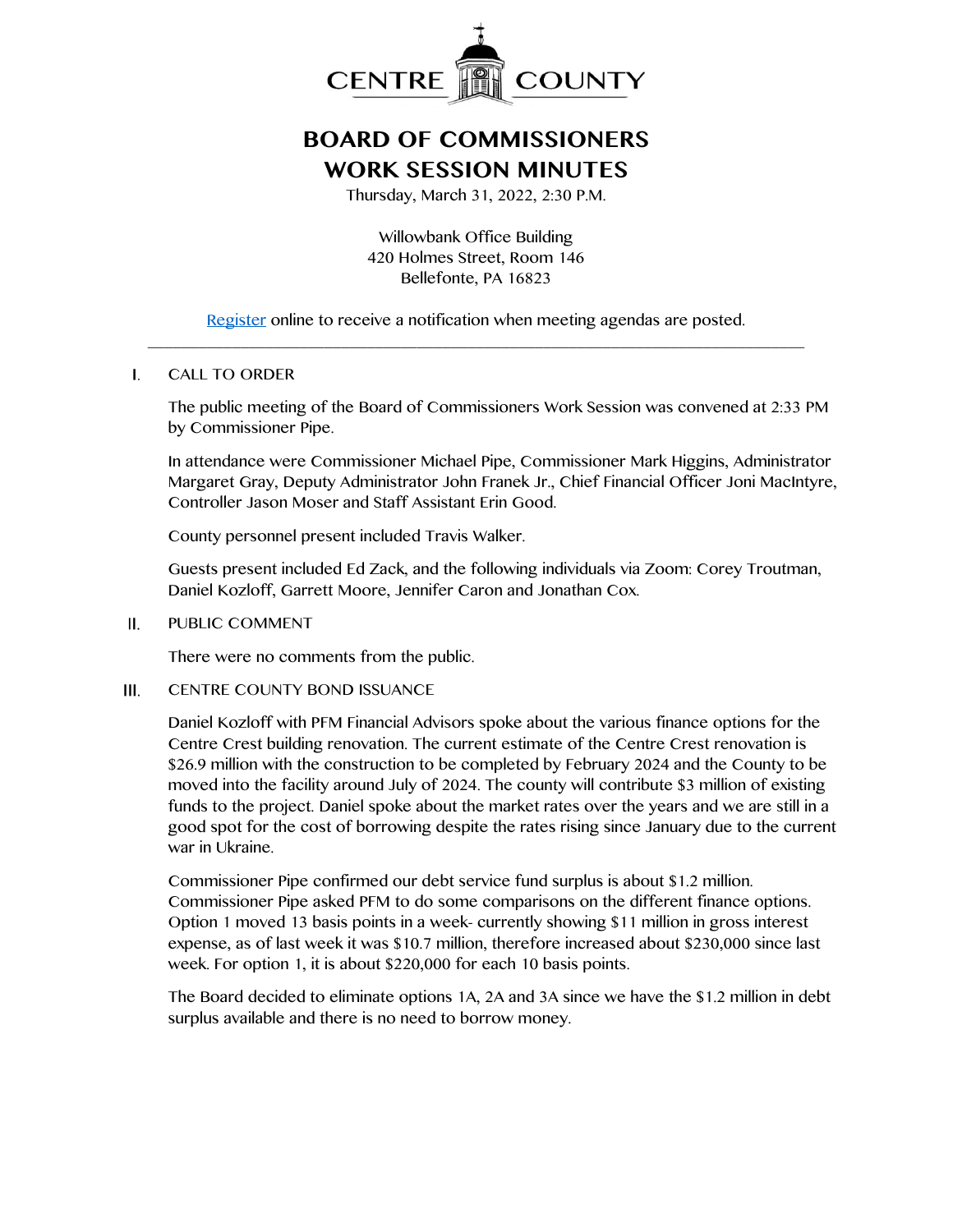# CENTRE COUNTY

## BOARD OF COMMISSIONERS
## WORK SESSION MINUTES

Thursday, March 31, 2022, 2:30 P.M.

Willowbank Office Building
420 Holmes Street, Room 146
Bellefonte, PA 16823

Register online to receive a notification when meeting agendas are posted.

---

I. CALL TO ORDER

The public meeting of the Board of Commissioners Work Session was convened at 2:33 PM by Commissioner Pipe.

In attendance were Commissioner Michael Pipe, Commissioner Mark Higgins, Administrator Margaret Gray, Deputy Administrator John Franek Jr., Chief Financial Officer Joni MacIntyre, Controller Jason Moser and Staff Assistant Erin Good.

County personnel present included Travis Walker.

Guests present included Ed Zack, and the following individuals via Zoom: Corey Troutman, Daniel Kozloff, Garrett Moore, Jennifer Caron and Jonathan Cox.

II. PUBLIC COMMENT

There were no comments from the public.

III. CENTRE COUNTY BOND ISSUANCE

Daniel Kozloff with PFM Financial Advisors spoke about the various finance options for the Centre Crest building renovation. The current estimate of the Centre Crest renovation is $26.9 million with the construction to be completed by February 2024 and the County to be moved into the facility around July of 2024. The county will contribute $3 million of existing funds to the project. Daniel spoke about the market rates over the years and we are still in a good spot for the cost of borrowing despite the rates rising since January due to the current war in Ukraine.

Commissioner Pipe confirmed our debt service fund surplus is about $1.2 million. Commissioner Pipe asked PFM to do some comparisons on the different finance options. Option 1 moved 13 basis points in a week- currently showing $11 million in gross interest expense, as of last week it was $10.7 million, therefore increased about $230,000 since last week. For option 1, it is about $220,000 for each 10 basis points.

The Board decided to eliminate options 1A, 2A and 3A since we have the $1.2 million in debt surplus available and there is no need to borrow money.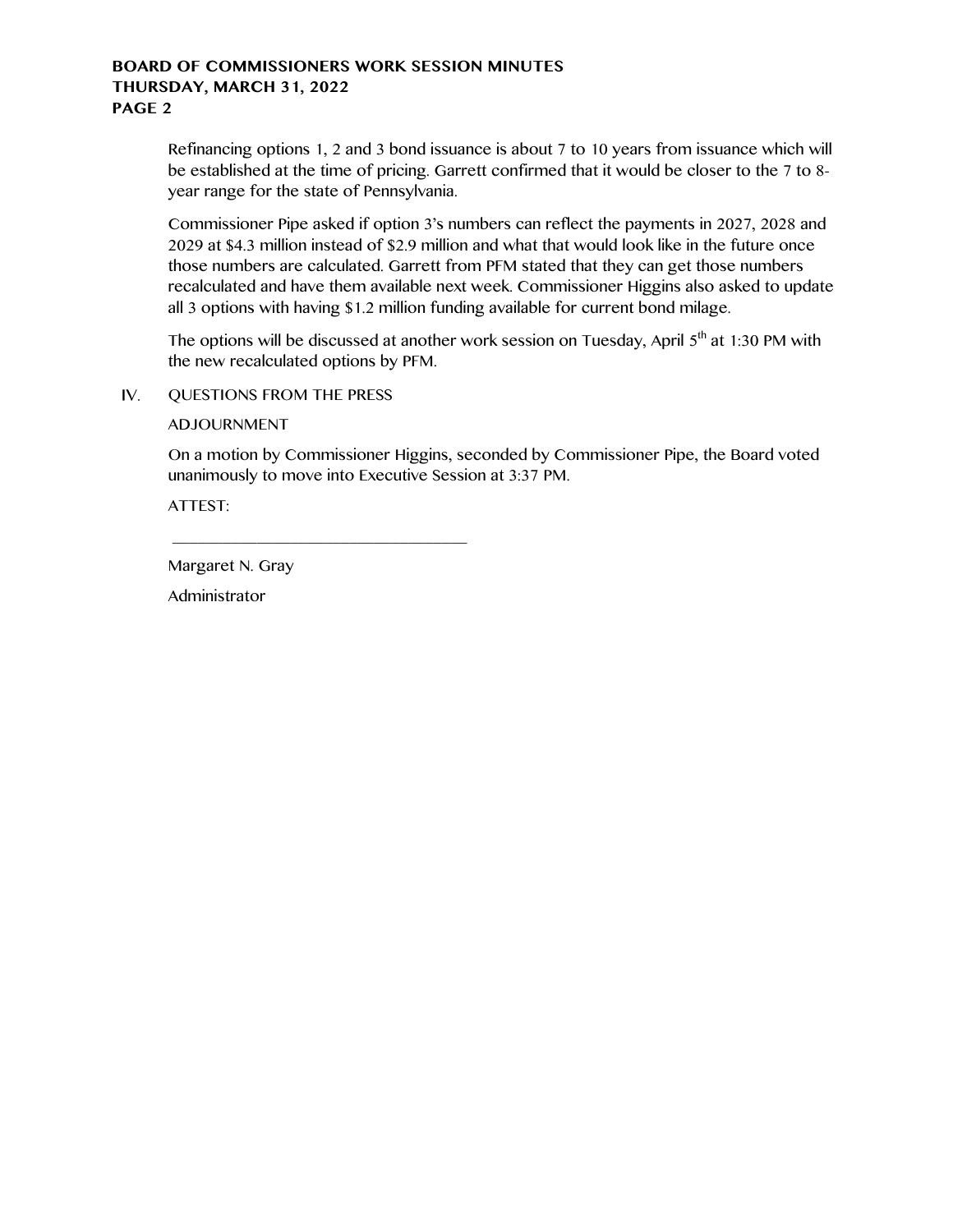Refinancing options 1, 2 and 3 bond issuance is about 7 to 10 years from issuance which will be established at the time of pricing. Garrett confirmed that it would be closer to the 7 to 8-year range for the state of Pennsylvania.

Commissioner Pipe asked if option 3's numbers can reflect the payments in 2027, 2028 and 2029 at $4.3 million instead of $2.9 million and what that would look like in the future once those numbers are calculated. Garrett from PFM stated that they can get those numbers recalculated and have them available next week. Commissioner Higgins also asked to update all 3 options with having $1.2 million funding available for current bond milage.

The options will be discussed at another work session on Tuesday, April 5th at 1:30 PM with the new recalculated options by PFM.

IV. QUESTIONS FROM THE PRESS

ADJOURNMENT

On a motion by Commissioner Higgins, seconded by Commissioner Pipe, the Board voted unanimously to move into Executive Session at 3:37 PM.

ATTEST:

\_\_\_\_\_\_\_\_\_\_\_\_\_\_\_\_\_\_\_\_\_\_\_\_\_\_\_\_\_\_\_\_\_\_\_\_

Margaret N. Gray

Administrator